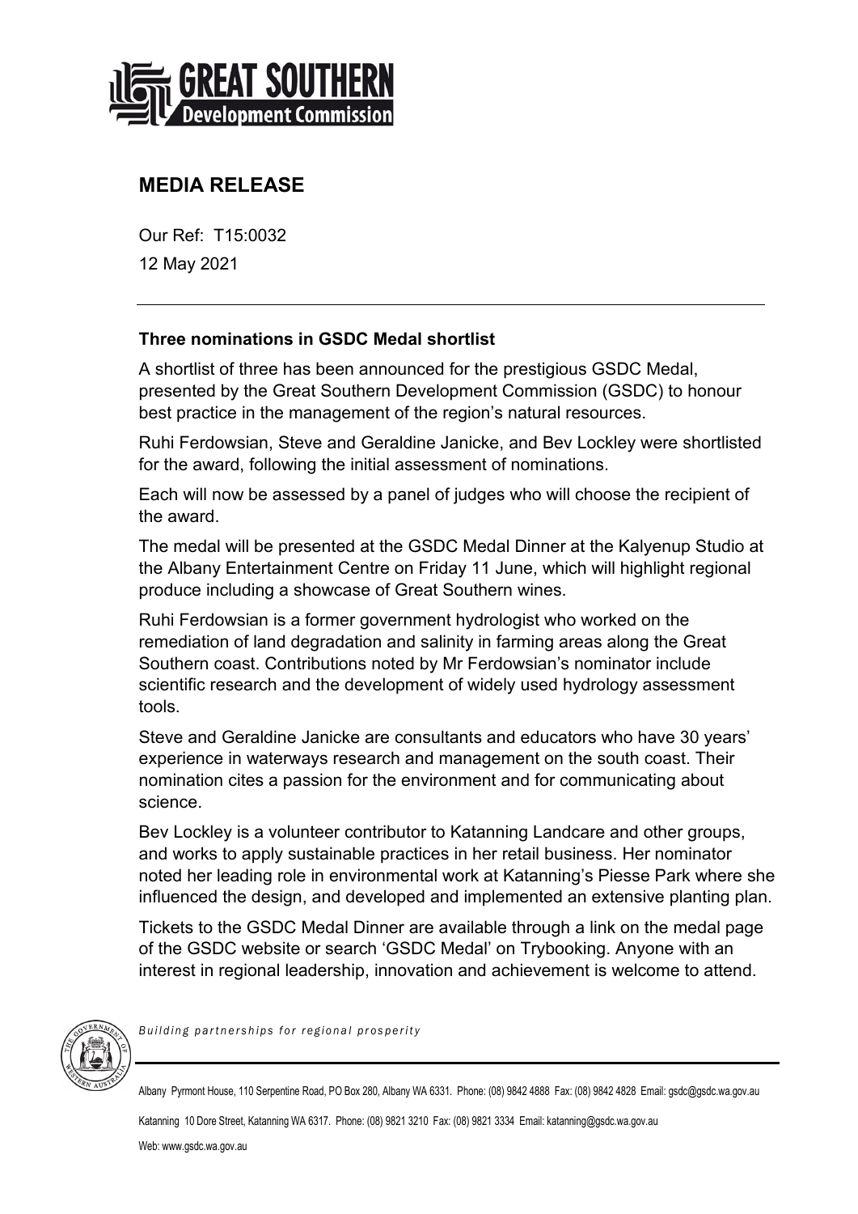GREAT SOUTHERN
Development Commission

# MEDIA RELEASE

Our Ref: T15:0032

12 May 2021

---

**Three nominations in GSDC Medal shortlist**

A shortlist of three has been announced for the prestigious GSDC Medal, presented by the Great Southern Development Commission (GSDC) to honour best practice in the management of the region's natural resources.

Ruhi Ferdowsian, Steve and Geraldine Janicke, and Bev Lockley were shortlisted for the award, following the initial assessment of nominations.

Each will now be assessed by a panel of judges who will choose the recipient of the award.

The medal will be presented at the GSDC Medal Dinner at the Kalyenup Studio at the Albany Entertainment Centre on Friday 11 June, which will highlight regional produce including a showcase of Great Southern wines.

Ruhi Ferdowsian is a former government hydrologist who worked on the remediation of land degradation and salinity in farming areas along the Great Southern coast. Contributions noted by Mr Ferdowsian's nominator include scientific research and the development of widely used hydrology assessment tools.

Steve and Geraldine Janicke are consultants and educators who have 30 years' experience in waterways research and management on the south coast. Their nomination cites a passion for the environment and for communicating about science.

Bev Lockley is a volunteer contributor to Katanning Landcare and other groups, and works to apply sustainable practices in her retail business. Her nominator noted her leading role in environmental work at Katanning's Piesse Park where she influenced the design, and developed and implemented an extensive planting plan.

Tickets to the GSDC Medal Dinner are available through a link on the medal page of the GSDC website or search 'GSDC Medal' on Trybooking. Anyone with an interest in regional leadership, innovation and achievement is welcome to attend.

*Building partnerships for regional prosperity*

Albany Pyrmont House, 110 Serpentine Road, PO Box 280, Albany WA 6331. Phone: (08) 9842 4888 Fax: (08) 9842 4828 Email: gsdc@gsdc.wa.gov.au

Katanning 10 Dore Street, Katanning WA 6317. Phone: (08) 9821 3210 Fax: (08) 9821 3334 Email: katanning@gsdc.wa.gov.au

Web: www.gsdc.wa.gov.au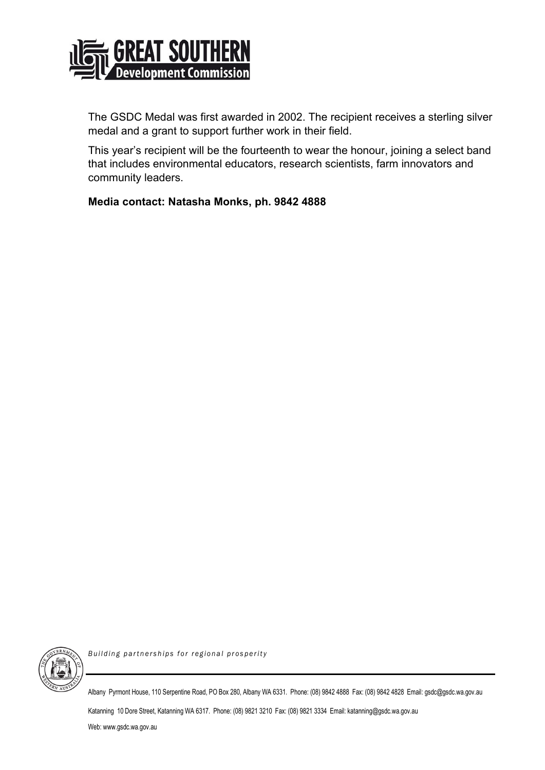The GSDC Medal was first awarded in 2002. The recipient receives a sterling silver medal and a grant to support further work in their field.

This year's recipient will be the fourteenth to wear the honour, joining a select band that includes environmental educators, research scientists, farm innovators and community leaders.

**Media contact: Natasha Monks, ph. 9842 4888**